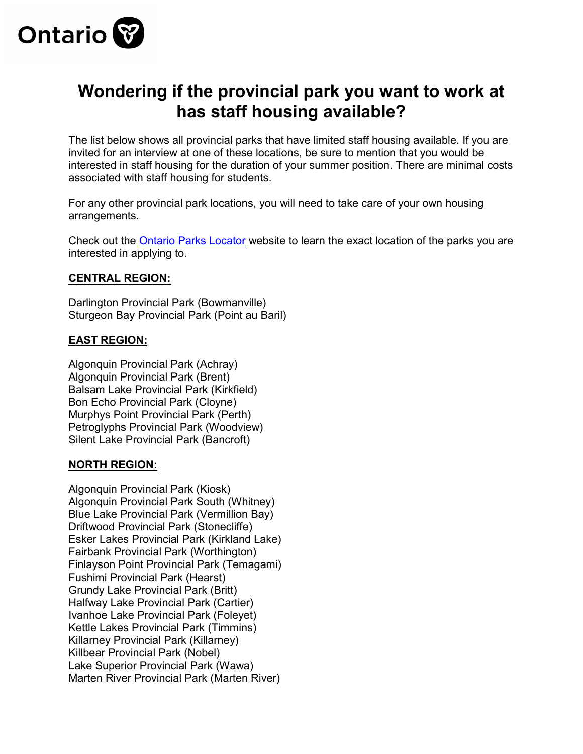Ontario

# Wondering if the provincial park you want to work at has staff housing available?

The list below shows all provincial parks that have limited staff housing available. If you are invited for an interview at one of these locations, be sure to mention that you would be interested in staff housing for the duration of your summer position. There are minimal costs associated with staff housing for students.

For any other provincial park locations, you will need to take care of your own housing arrangements.

Check out the Ontario Parks Locator website to learn the exact location of the parks you are interested in applying to.

## CENTRAL REGION:

Darlington Provincial Park (Bowmanville)
Sturgeon Bay Provincial Park (Point au Baril)

## EAST REGION:

Algonquin Provincial Park (Achray)
Algonquin Provincial Park (Brent)
Balsam Lake Provincial Park (Kirkfield)
Bon Echo Provincial Park (Cloyne)
Murphys Point Provincial Park (Perth)
Petroglyphs Provincial Park (Woodview)
Silent Lake Provincial Park (Bancroft)

## NORTH REGION:

Algonquin Provincial Park (Kiosk)
Algonquin Provincial Park South (Whitney)
Blue Lake Provincial Park (Vermillion Bay)
Driftwood Provincial Park (Stonecliffe)
Esker Lakes Provincial Park (Kirkland Lake)
Fairbank Provincial Park (Worthington)
Finlayson Point Provincial Park (Temagami)
Fushimi Provincial Park (Hearst)
Grundy Lake Provincial Park (Britt)
Halfway Lake Provincial Park (Cartier)
Ivanhoe Lake Provincial Park (Foleyet)
Kettle Lakes Provincial Park (Timmins)
Killarney Provincial Park (Killarney)
Killbear Provincial Park (Nobel)
Lake Superior Provincial Park (Wawa)
Marten River Provincial Park (Marten River)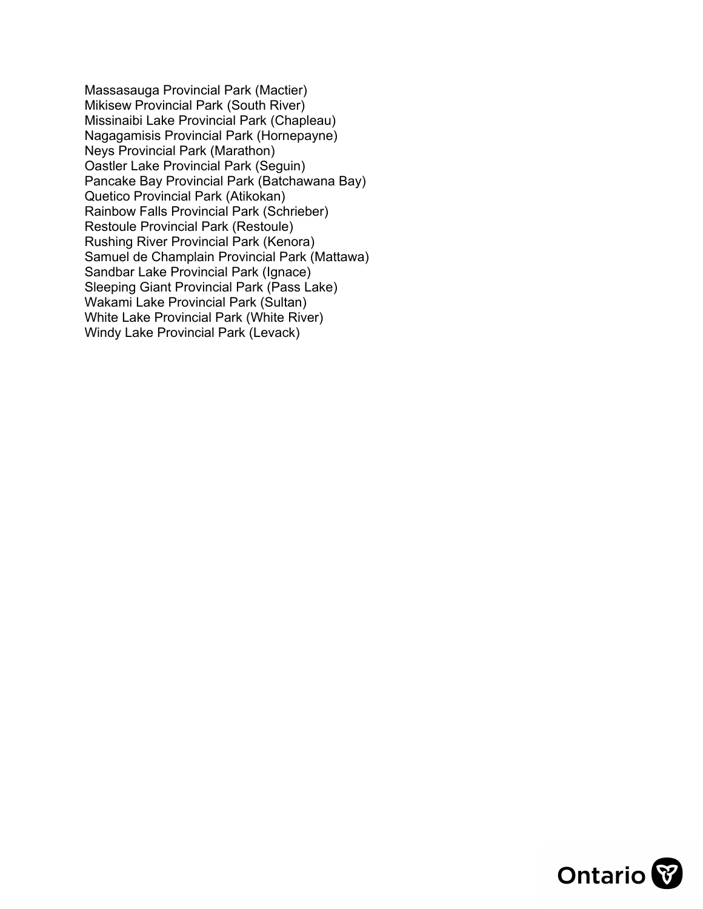Massasauga Provincial Park (Mactier)
Mikisew Provincial Park (South River)
Missinaibi Lake Provincial Park (Chapleau)
Nagagamisis Provincial Park (Hornepayne)
Neys Provincial Park (Marathon)
Oastler Lake Provincial Park (Seguin)
Pancake Bay Provincial Park (Batchawana Bay)
Quetico Provincial Park (Atikokan)
Rainbow Falls Provincial Park (Schrieber)
Restoule Provincial Park (Restoule)
Rushing River Provincial Park (Kenora)
Samuel de Champlain Provincial Park (Mattawa)
Sandbar Lake Provincial Park (Ignace)
Sleeping Giant Provincial Park (Pass Lake)
Wakami Lake Provincial Park (Sultan)
White Lake Provincial Park (White River)
Windy Lake Provincial Park (Levack)